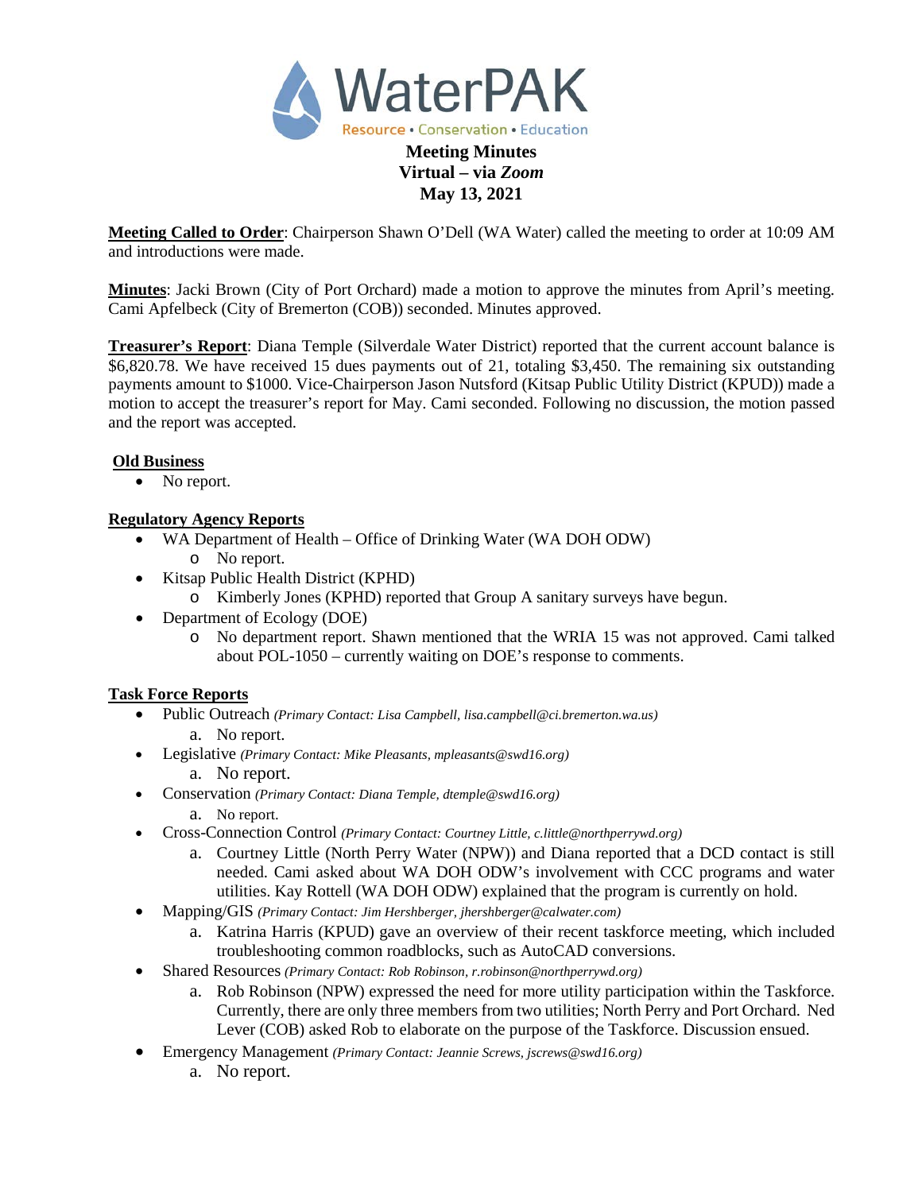# WaterPAK

Resource • Conservation • Education

**Meeting Minutes**
**Virtual – via *Zoom***
**May 13, 2021**

**Meeting Called to Order**: Chairperson Shawn O'Dell (WA Water) called the meeting to order at 10:09 AM and introductions were made.

**Minutes**: Jacki Brown (City of Port Orchard) made a motion to approve the minutes from April's meeting. Cami Apfelbeck (City of Bremerton (COB)) seconded. Minutes approved.

**Treasurer's Report**: Diana Temple (Silverdale Water District) reported that the current account balance is $6,820.78. We have received 15 dues payments out of 21, totaling $3,450. The remaining six outstanding payments amount to $1000. Vice-Chairperson Jason Nutsford (Kitsap Public Utility District (KPUD)) made a motion to accept the treasurer's report for May. Cami seconded. Following no discussion, the motion passed and the report was accepted.

**Old Business**

- No report.

**Regulatory Agency Reports**

- WA Department of Health – Office of Drinking Water (WA DOH ODW)
  - No report.
- Kitsap Public Health District (KPHD)
  - Kimberly Jones (KPHD) reported that Group A sanitary surveys have begun.
- Department of Ecology (DOE)
  - No department report. Shawn mentioned that the WRIA 15 was not approved. Cami talked about POL-1050 – currently waiting on DOE's response to comments.

**Task Force Reports**

- Public Outreach *(Primary Contact: Lisa Campbell, lisa.campbell@ci.bremerton.wa.us)*
  a. No report.
- Legislative *(Primary Contact: Mike Pleasants, mpleasants@swd16.org)*
  a. No report.
- Conservation *(Primary Contact: Diana Temple, dtemple@swd16.org)*
  a. No report.
- Cross-Connection Control *(Primary Contact: Courtney Little, c.little@northperrywd.org)*
  a. Courtney Little (North Perry Water (NPW)) and Diana reported that a DCD contact is still needed. Cami asked about WA DOH ODW's involvement with CCC programs and water utilities. Kay Rottell (WA DOH ODW) explained that the program is currently on hold.
- Mapping/GIS *(Primary Contact: Jim Hershberger, jhershberger@calwater.com)*
  a. Katrina Harris (KPUD) gave an overview of their recent taskforce meeting, which included troubleshooting common roadblocks, such as AutoCAD conversions.
- Shared Resources *(Primary Contact: Rob Robinson, r.robinson@northperrywd.org)*
  a. Rob Robinson (NPW) expressed the need for more utility participation within the Taskforce. Currently, there are only three members from two utilities; North Perry and Port Orchard. Ned Lever (COB) asked Rob to elaborate on the purpose of the Taskforce. Discussion ensued.
- Emergency Management *(Primary Contact: Jeannie Screws, jscrews@swd16.org)*
  a. No report.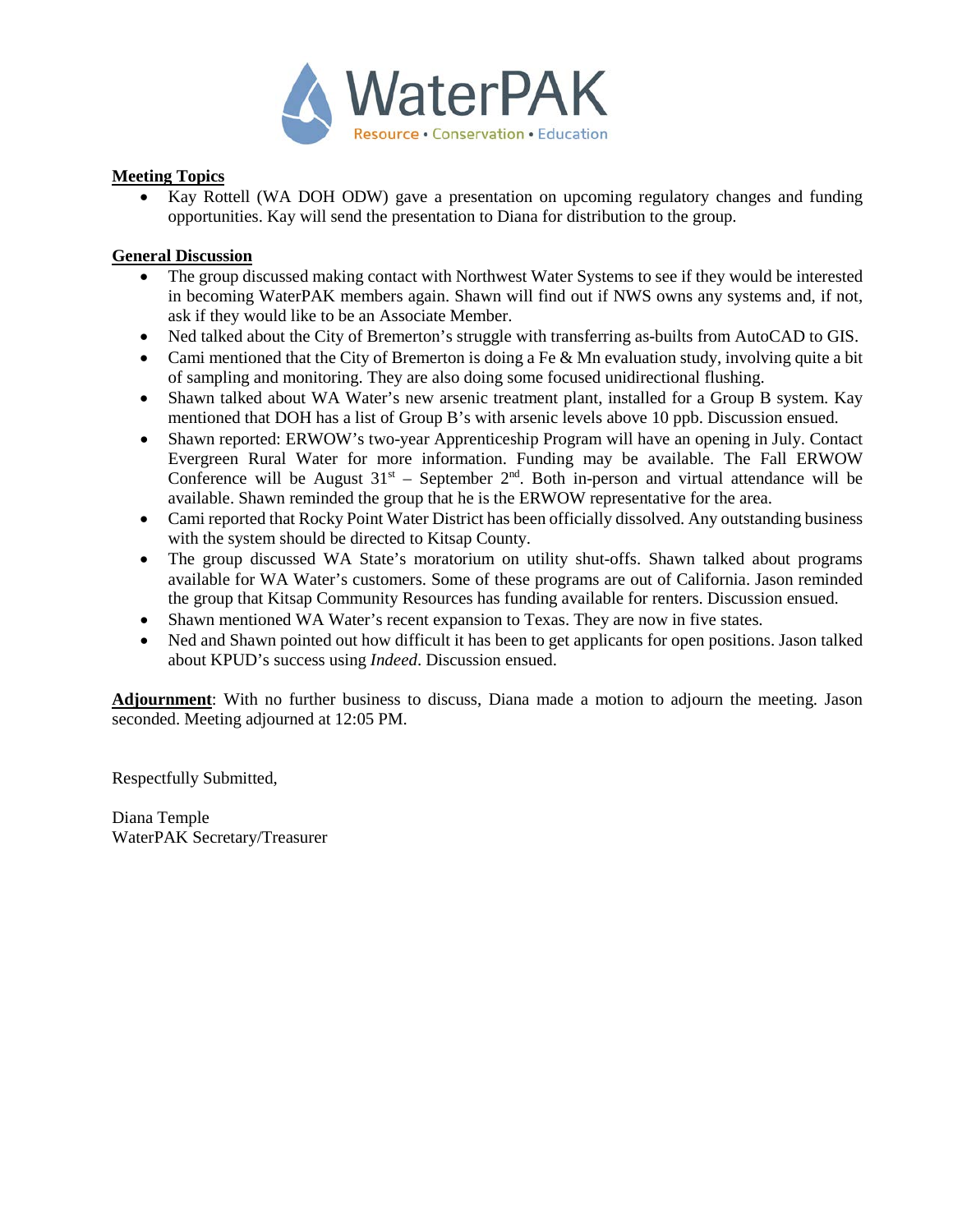WaterPAK

Resource • Conservation • Education

**Meeting Topics**

- Kay Rottell (WA DOH ODW) gave a presentation on upcoming regulatory changes and funding opportunities. Kay will send the presentation to Diana for distribution to the group.

**General Discussion**

- The group discussed making contact with Northwest Water Systems to see if they would be interested in becoming WaterPAK members again. Shawn will find out if NWS owns any systems and, if not, ask if they would like to be an Associate Member.
- Ned talked about the City of Bremerton's struggle with transferring as-builts from AutoCAD to GIS.
- Cami mentioned that the City of Bremerton is doing a Fe & Mn evaluation study, involving quite a bit of sampling and monitoring. They are also doing some focused unidirectional flushing.
- Shawn talked about WA Water's new arsenic treatment plant, installed for a Group B system. Kay mentioned that DOH has a list of Group B's with arsenic levels above 10 ppb. Discussion ensued.
- Shawn reported: ERWOW's two-year Apprenticeship Program will have an opening in July. Contact Evergreen Rural Water for more information. Funding may be available. The Fall ERWOW Conference will be August 31st – September 2nd. Both in-person and virtual attendance will be available. Shawn reminded the group that he is the ERWOW representative for the area.
- Cami reported that Rocky Point Water District has been officially dissolved. Any outstanding business with the system should be directed to Kitsap County.
- The group discussed WA State's moratorium on utility shut-offs. Shawn talked about programs available for WA Water's customers. Some of these programs are out of California. Jason reminded the group that Kitsap Community Resources has funding available for renters. Discussion ensued.
- Shawn mentioned WA Water's recent expansion to Texas. They are now in five states.
- Ned and Shawn pointed out how difficult it has been to get applicants for open positions. Jason talked about KPUD's success using *Indeed*. Discussion ensued.

**Adjournment**: With no further business to discuss, Diana made a motion to adjourn the meeting. Jason seconded. Meeting adjourned at 12:05 PM.

Respectfully Submitted,

Diana Temple
WaterPAK Secretary/Treasurer